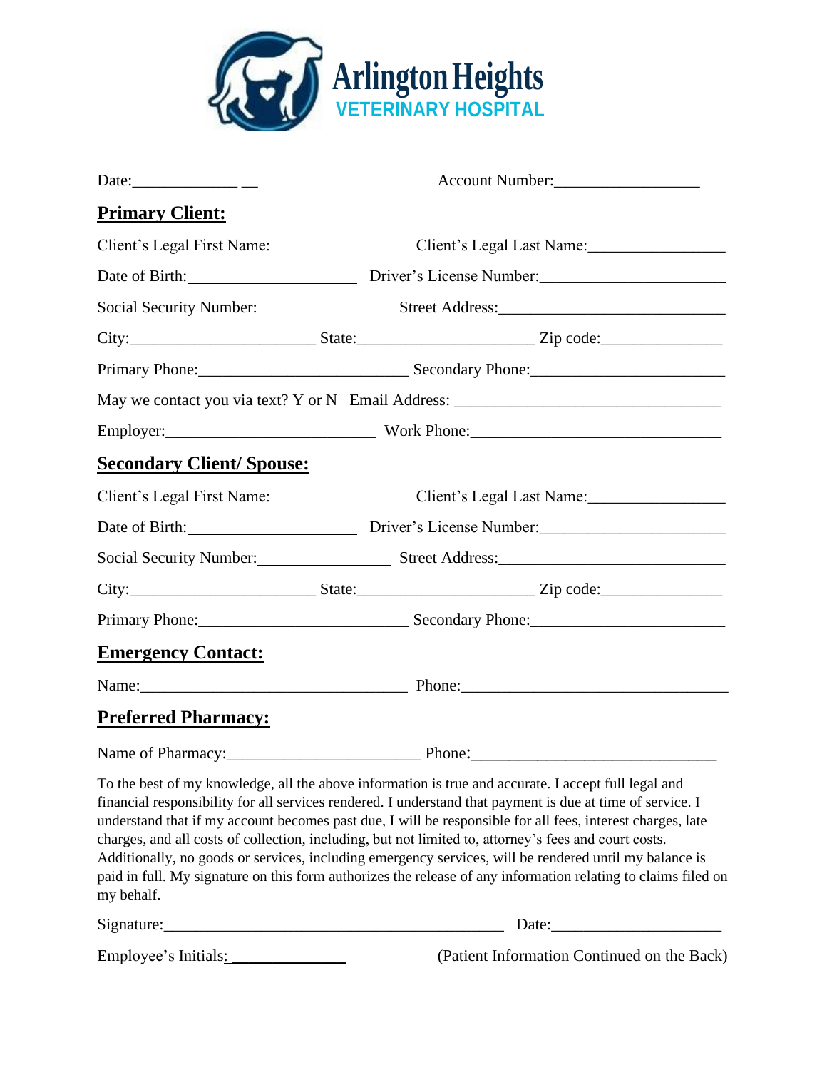# Arlington Heights
## VETERINARY HOSPITAL

Date:_______________ Account Number:__________________

**Primary Client:**

Client's Legal First Name:_________________ Client's Legal Last Name:_________________

Date of Birth:_____________________ Driver's License Number:_______________________

Social Security Number:_________________ Street Address:____________________________

City:_______________________ State:______________________ Zip code:_______________

Primary Phone:__________________________ Secondary Phone:________________________

May we contact you via text? Y or N Email Address: _________________________________

Employer:__________________________ Work Phone:_______________________________

**Secondary Client/ Spouse:**

Client's Legal First Name:_________________ Client's Legal Last Name:_________________

Date of Birth:_____________________ Driver's License Number:_______________________

Social Security Number:_________________ Street Address:____________________________

City:_______________________ State:______________________ Zip code:_______________

Primary Phone:__________________________ Secondary Phone:________________________

**Emergency Contact:**

Name:_________________________________ Phone:_________________________________

**Preferred Pharmacy:**

Name of Pharmacy:________________________ Phone:______________________________

To the best of my knowledge, all the above information is true and accurate. I accept full legal and financial responsibility for all services rendered. I understand that payment is due at time of service. I understand that if my account becomes past due, I will be responsible for all fees, interest charges, late charges, and all costs of collection, including, but not limited to, attorney's fees and court costs. Additionally, no goods or services, including emergency services, will be rendered until my balance is paid in full. My signature on this form authorizes the release of any information relating to claims filed on my behalf.

Signature:____________________________________________ Date:_____________________

Employee's Initials: _______________ (Patient Information Continued on the Back)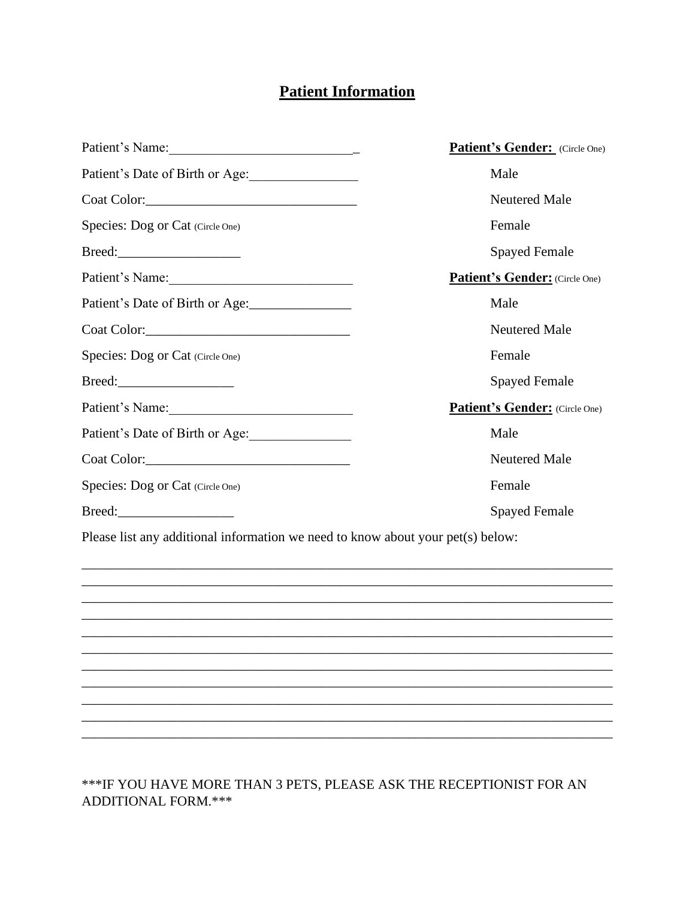# **Patient Information**

Patient's Name:___________________________

Patient's Date of Birth or Age:________________

Coat Color:______________________________

Species: Dog or Cat (Circle One)

Breed:__________________

**Patient's Gender:** (Circle One)

Male

Neutered Male

Female

Spayed Female

Patient's Name:___________________________

Patient's Date of Birth or Age:_______________

Coat Color:______________________________

Species: Dog or Cat (Circle One)

Breed:_________________

**Patient's Gender:** (Circle One)

Male

Neutered Male

Female

Spayed Female

Patient's Name:___________________________

Patient's Date of Birth or Age:_______________

Coat Color:______________________________

Species: Dog or Cat (Circle One)

Breed:_________________

**Patient's Gender:** (Circle One)

Male

Neutered Male

Female

Spayed Female

Please list any additional information we need to know about your pet(s) below:

_____________________________________________________________________________
_____________________________________________________________________________
_____________________________________________________________________________
_____________________________________________________________________________
_____________________________________________________________________________
_____________________________________________________________________________
_____________________________________________________________________________
_____________________________________________________________________________
_____________________________________________________________________________
_____________________________________________________________________________
_____________________________________________________________________________

***IF YOU HAVE MORE THAN 3 PETS, PLEASE ASK THE RECEPTIONIST FOR AN ADDITIONAL FORM.***